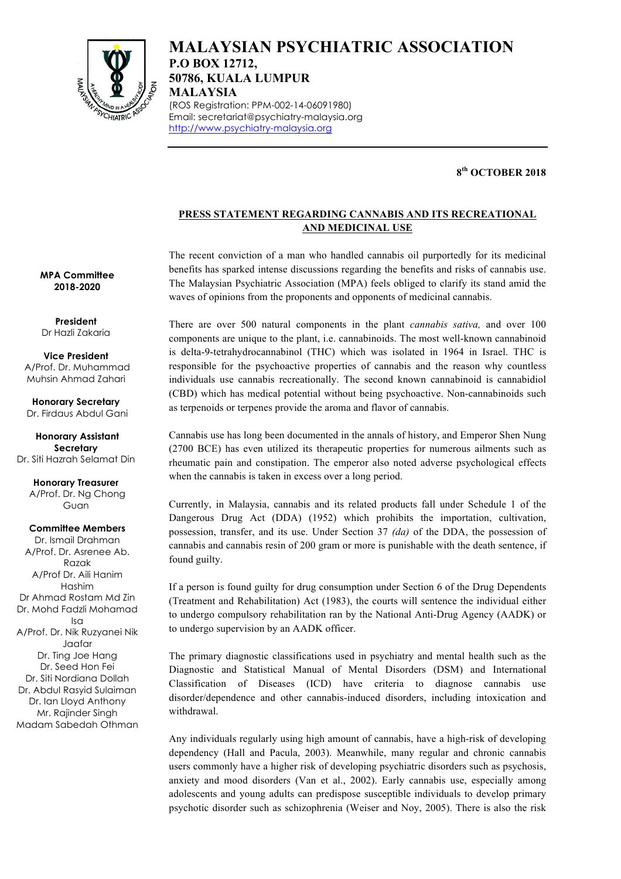# MALAYSIAN PSYCHIATRIC ASSOCIATION

**P.O BOX 12712,**
**50786, KUALA LUMPUR**
**MALAYSIA**
(ROS Registration: PPM-002-14-06091980)
Email: secretariat@psychiatry-malaysia.org
http://www.psychiatry-malaysia.org

**MPA Committee 2018-2020**

**President**
Dr Hazli Zakaria

**Vice President**
A/Prof. Dr. Muhammad Muhsin Ahmad Zahari

**Honorary Secretary**
Dr. Firdaus Abdul Gani

**Honorary Assistant Secretary**
Dr. Siti Hazrah Selamat Din

**Honorary Treasurer**
A/Prof. Dr. Ng Chong Guan

**Committee Members**
Dr. Ismail Drahman
A/Prof. Dr. Asrenee Ab. Razak
A/Prof Dr. Aili Hanim Hashim
Dr Ahmad Rostam Md Zin
Dr. Mohd Fadzli Mohamad Isa
A/Prof. Dr. Nik Ruzyanei Nik Jaafar
Dr. Ting Joe Hang
Dr. Seed Hon Fei
Dr. Siti Nordiana Dollah
Dr. Abdul Rasyid Sulaiman
Dr. Ian Lloyd Anthony
Mr. Rajinder Singh
Madam Sabedah Othman

**8th OCTOBER 2018**

## PRESS STATEMENT REGARDING CANNABIS AND ITS RECREATIONAL AND MEDICINAL USE

The recent conviction of a man who handled cannabis oil purportedly for its medicinal benefits has sparked intense discussions regarding the benefits and risks of cannabis use. The Malaysian Psychiatric Association (MPA) feels obliged to clarify its stand amid the waves of opinions from the proponents and opponents of medicinal cannabis.

There are over 500 natural components in the plant *cannabis sativa,* and over 100 components are unique to the plant, i.e. cannabinoids. The most well-known cannabinoid is delta-9-tetrahydrocannabinol (THC) which was isolated in 1964 in Israel. THC is responsible for the psychoactive properties of cannabis and the reason why countless individuals use cannabis recreationally. The second known cannabinoid is cannabidiol (CBD) which has medical potential without being psychoactive. Non-cannabinoids such as terpenoids or terpenes provide the aroma and flavor of cannabis.

Cannabis use has long been documented in the annals of history, and Emperor Shen Nung (2700 BCE) has even utilized its therapeutic properties for numerous ailments such as rheumatic pain and constipation. The emperor also noted adverse psychological effects when the cannabis is taken in excess over a long period.

Currently, in Malaysia, cannabis and its related products fall under Schedule 1 of the Dangerous Drug Act (DDA) (1952) which prohibits the importation, cultivation, possession, transfer, and its use. Under Section 37 *(da)* of the DDA, the possession of cannabis and cannabis resin of 200 gram or more is punishable with the death sentence, if found guilty.

If a person is found guilty for drug consumption under Section 6 of the Drug Dependents (Treatment and Rehabilitation) Act (1983), the courts will sentence the individual either to undergo compulsory rehabilitation ran by the National Anti-Drug Agency (AADK) or to undergo supervision by an AADK officer.

The primary diagnostic classifications used in psychiatry and mental health such as the Diagnostic and Statistical Manual of Mental Disorders (DSM) and International Classification of Diseases (ICD) have criteria to diagnose cannabis use disorder/dependence and other cannabis-induced disorders, including intoxication and withdrawal.

Any individuals regularly using high amount of cannabis, have a high-risk of developing dependency (Hall and Pacula, 2003). Meanwhile, many regular and chronic cannabis users commonly have a higher risk of developing psychiatric disorders such as psychosis, anxiety and mood disorders (Van et al., 2002). Early cannabis use, especially among adolescents and young adults can predispose susceptible individuals to develop primary psychotic disorder such as schizophrenia (Weiser and Noy, 2005). There is also the risk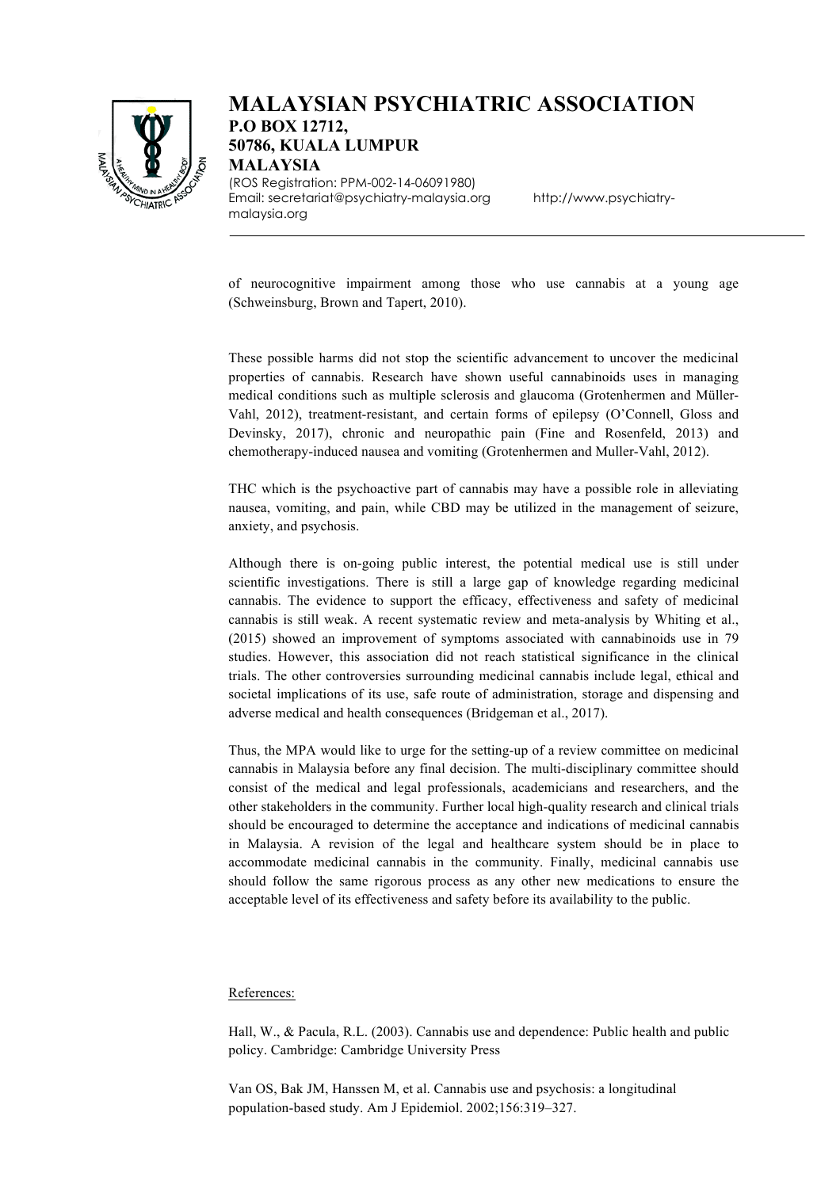of neurocognitive impairment among those who use cannabis at a young age (Schweinsburg, Brown and Tapert, 2010).

These possible harms did not stop the scientific advancement to uncover the medicinal properties of cannabis. Research have shown useful cannabinoids uses in managing medical conditions such as multiple sclerosis and glaucoma (Grotenhermen and Müller-Vahl, 2012), treatment-resistant, and certain forms of epilepsy (O'Connell, Gloss and Devinsky, 2017), chronic and neuropathic pain (Fine and Rosenfeld, 2013) and chemotherapy-induced nausea and vomiting (Grotenhermen and Muller-Vahl, 2012).

THC which is the psychoactive part of cannabis may have a possible role in alleviating nausea, vomiting, and pain, while CBD may be utilized in the management of seizure, anxiety, and psychosis.

Although there is on-going public interest, the potential medical use is still under scientific investigations. There is still a large gap of knowledge regarding medicinal cannabis. The evidence to support the efficacy, effectiveness and safety of medicinal cannabis is still weak. A recent systematic review and meta-analysis by Whiting et al., (2015) showed an improvement of symptoms associated with cannabinoids use in 79 studies. However, this association did not reach statistical significance in the clinical trials. The other controversies surrounding medicinal cannabis include legal, ethical and societal implications of its use, safe route of administration, storage and dispensing and adverse medical and health consequences (Bridgeman et al., 2017).

Thus, the MPA would like to urge for the setting-up of a review committee on medicinal cannabis in Malaysia before any final decision. The multi-disciplinary committee should consist of the medical and legal professionals, academicians and researchers, and the other stakeholders in the community. Further local high-quality research and clinical trials should be encouraged to determine the acceptance and indications of medicinal cannabis in Malaysia. A revision of the legal and healthcare system should be in place to accommodate medicinal cannabis in the community. Finally, medicinal cannabis use should follow the same rigorous process as any other new medications to ensure the acceptable level of its effectiveness and safety before its availability to the public.

References:

Hall, W., & Pacula, R.L. (2003). Cannabis use and dependence: Public health and public policy. Cambridge: Cambridge University Press

Van OS, Bak JM, Hanssen M, et al. Cannabis use and psychosis: a longitudinal population-based study. Am J Epidemiol. 2002;156:319–327.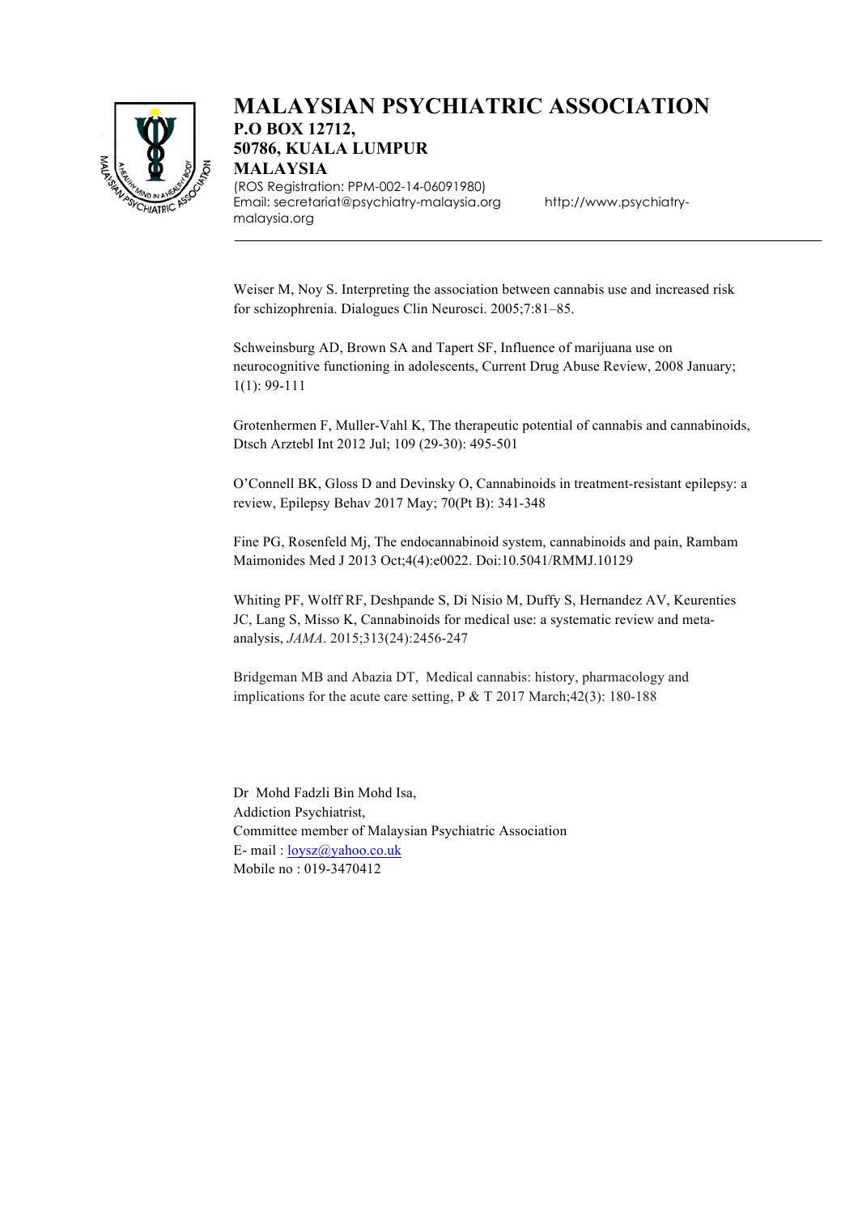# MALAYSIAN PSYCHIATRIC ASSOCIATION

**P.O BOX 12712,**
**50786, KUALA LUMPUR**
**MALAYSIA**

(ROS Registration: PPM-002-14-06091980)
Email: secretariat@psychiatry-malaysia.org http://www.psychiatry-malaysia.org

---

Weiser M, Noy S. Interpreting the association between cannabis use and increased risk for schizophrenia. Dialogues Clin Neurosci. 2005;7:81–85.

Schweinsburg AD, Brown SA and Tapert SF, Influence of marijuana use on neurocognitive functioning in adolescents, Current Drug Abuse Review, 2008 January; 1(1): 99-111

Grotenhermen F, Muller-Vahl K, The therapeutic potential of cannabis and cannabinoids, Dtsch Arztebl Int 2012 Jul; 109 (29-30): 495-501

O'Connell BK, Gloss D and Devinsky O, Cannabinoids in treatment-resistant epilepsy: a review, Epilepsy Behav 2017 May; 70(Pt B): 341-348

Fine PG, Rosenfeld Mj, The endocannabinoid system, cannabinoids and pain, Rambam Maimonides Med J 2013 Oct;4(4):e0022. Doi:10.5041/RMMJ.10129

Whiting PF, Wolff RF, Deshpande S, Di Nisio M, Duffy S, Hernandez AV, Keurenties JC, Lang S, Misso K, Cannabinoids for medical use: a systematic review and meta-analysis, *JAMA*. 2015;313(24):2456-247

Bridgeman MB and Abazia DT, Medical cannabis: history, pharmacology and implications for the acute care setting, P & T 2017 March;42(3): 180-188

Dr Mohd Fadzli Bin Mohd Isa,
Addiction Psychiatrist,
Committee member of Malaysian Psychiatric Association
E- mail : loysz@yahoo.co.uk
Mobile no : 019-3470412